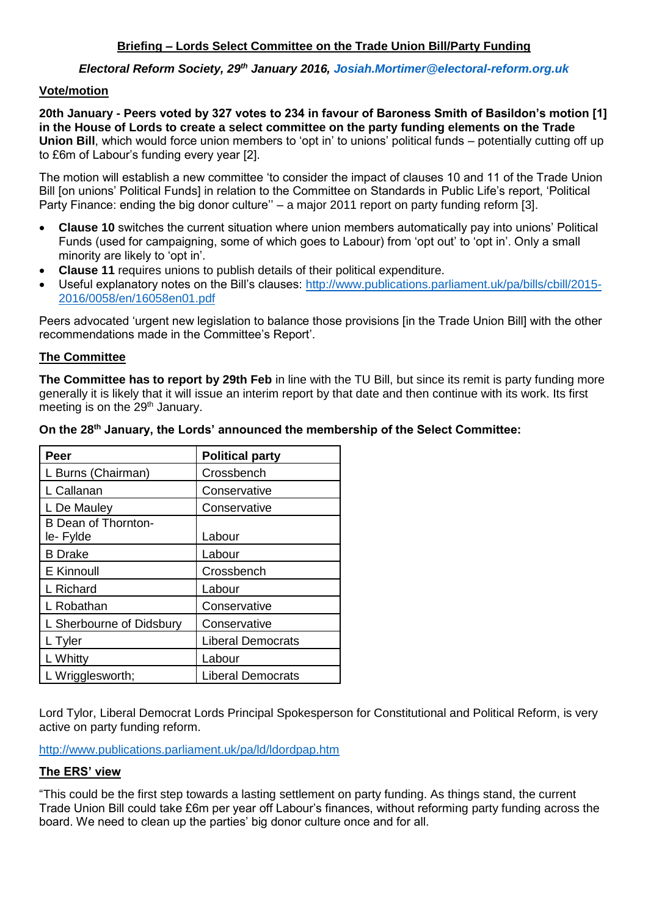**Briefing – Lords Select Committee on the Trade Union Bill/Party Funding**

***Electoral Reform Society, 29th January 2016, Josiah.Mortimer@electoral-reform.org.uk***

**Vote/motion**

**20th January - Peers voted by 327 votes to 234 in favour of Baroness Smith of Basildon's motion [1] in the House of Lords to create a select committee on the party funding elements on the Trade Union Bill**, which would force union members to 'opt in' to unions' political funds – potentially cutting off up to £6m of Labour's funding every year [2].

The motion will establish a new committee 'to consider the impact of clauses 10 and 11 of the Trade Union Bill [on unions' Political Funds] in relation to the Committee on Standards in Public Life's report, 'Political Party Finance: ending the big donor culture'' – a major 2011 report on party funding reform [3].

- **Clause 10** switches the current situation where union members automatically pay into unions' Political Funds (used for campaigning, some of which goes to Labour) from 'opt out' to 'opt in'. Only a small minority are likely to 'opt in'.
- **Clause 11** requires unions to publish details of their political expenditure.
- Useful explanatory notes on the Bill's clauses: http://www.publications.parliament.uk/pa/bills/cbill/2015-2016/0058/en/16058en01.pdf

Peers advocated 'urgent new legislation to balance those provisions [in the Trade Union Bill] with the other recommendations made in the Committee's Report'.

**The Committee**

**The Committee has to report by 29th Feb** in line with the TU Bill, but since its remit is party funding more generally it is likely that it will issue an interim report by that date and then continue with its work. Its first meeting is on the 29th January.

**On the 28th January, the Lords' announced the membership of the Select Committee:**

| Peer | Political party |
|---|---|
| L Burns (Chairman) | Crossbench |
| L Callanan | Conservative |
| L De Mauley | Conservative |
| B Dean of Thornton-le- Fylde | Labour |
| B Drake | Labour |
| E Kinnoull | Crossbench |
| L Richard | Labour |
| L Robathan | Conservative |
| L Sherbourne of Didsbury | Conservative |
| L Tyler | Liberal Democrats |
| L Whitty | Labour |
| L Wrigglesworth; | Liberal Democrats |

Lord Tylor, Liberal Democrat Lords Principal Spokesperson for Constitutional and Political Reform, is very active on party funding reform.

http://www.publications.parliament.uk/pa/ld/ldordpap.htm

**The ERS' view**

"This could be the first step towards a lasting settlement on party funding. As things stand, the current Trade Union Bill could take £6m per year off Labour's finances, without reforming party funding across the board. We need to clean up the parties' big donor culture once and for all.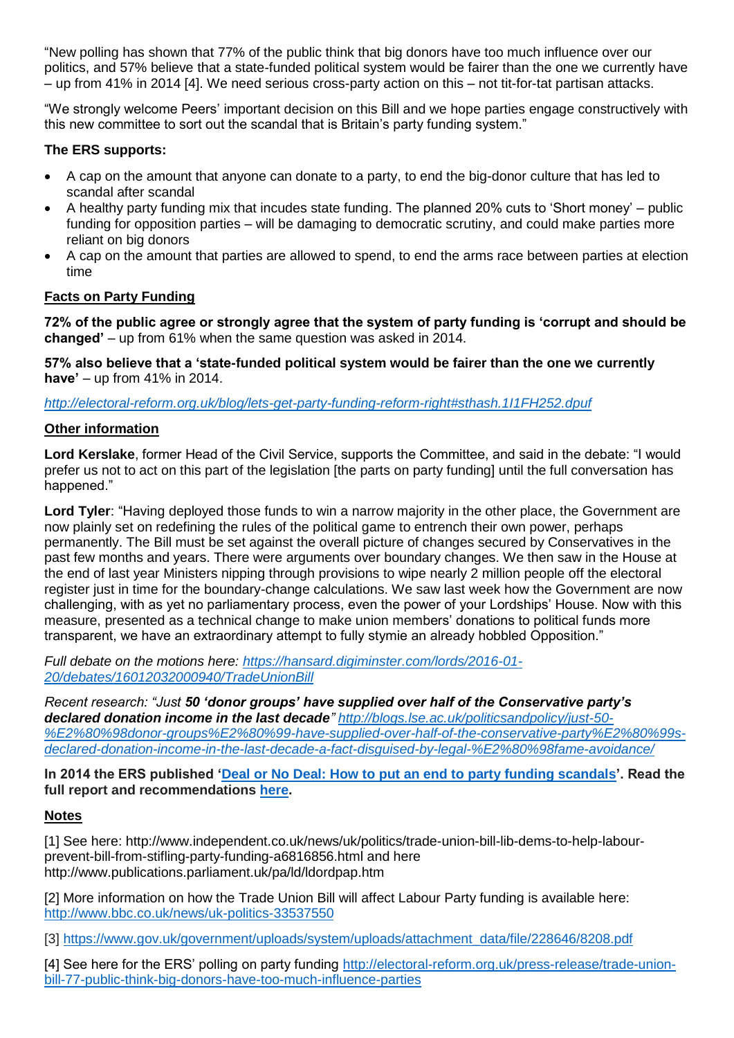"New polling has shown that 77% of the public think that big donors have too much influence over our politics, and 57% believe that a state-funded political system would be fairer than the one we currently have – up from 41% in 2014 [4]. We need serious cross-party action on this – not tit-for-tat partisan attacks.

"We strongly welcome Peers' important decision on this Bill and we hope parties engage constructively with this new committee to sort out the scandal that is Britain's party funding system."

**The ERS supports:**

- A cap on the amount that anyone can donate to a party, to end the big-donor culture that has led to scandal after scandal
- A healthy party funding mix that incudes state funding. The planned 20% cuts to 'Short money' – public funding for opposition parties – will be damaging to democratic scrutiny, and could make parties more reliant on big donors
- A cap on the amount that parties are allowed to spend, to end the arms race between parties at election time

**Facts on Party Funding**

**72% of the public agree or strongly agree that the system of party funding is 'corrupt and should be changed'** – up from 61% when the same question was asked in 2014.

**57% also believe that a 'state-funded political system would be fairer than the one we currently have'** – up from 41% in 2014.

*http://electoral-reform.org.uk/blog/lets-get-party-funding-reform-right#sthash.1I1FH252.dpuf*

**Other information**

**Lord Kerslake**, former Head of the Civil Service, supports the Committee, and said in the debate: "I would prefer us not to act on this part of the legislation [the parts on party funding] until the full conversation has happened."

**Lord Tyler**: "Having deployed those funds to win a narrow majority in the other place, the Government are now plainly set on redefining the rules of the political game to entrench their own power, perhaps permanently. The Bill must be set against the overall picture of changes secured by Conservatives in the past few months and years. There were arguments over boundary changes. We then saw in the House at the end of last year Ministers nipping through provisions to wipe nearly 2 million people off the electoral register just in time for the boundary-change calculations. We saw last week how the Government are now challenging, with as yet no parliamentary process, even the power of your Lordships' House. Now with this measure, presented as a technical change to make union members' donations to political funds more transparent, we have an extraordinary attempt to fully stymie an already hobbled Opposition."

*Full debate on the motions here: https://hansard.digiminster.com/lords/2016-01-20/debates/16012032000940/TradeUnionBill*

*Recent research: "Just **50 'donor groups' have supplied over half of the Conservative party's declared donation income in the last decade**" http://blogs.lse.ac.uk/politicsandpolicy/just-50-%E2%80%98donor-groups%E2%80%99-have-supplied-over-half-of-the-conservative-party%E2%80%99s-declared-donation-income-in-the-last-decade-a-fact-disguised-by-legal-%E2%80%98fame-avoidance/*

**In 2014 the ERS published 'Deal or No Deal: How to put an end to party funding scandals'. Read the full report and recommendations here.**

**Notes**

[1] See here: http://www.independent.co.uk/news/uk/politics/trade-union-bill-lib-dems-to-help-labour-prevent-bill-from-stifling-party-funding-a6816856.html and here http://www.publications.parliament.uk/pa/ld/ldordpap.htm

[2] More information on how the Trade Union Bill will affect Labour Party funding is available here: http://www.bbc.co.uk/news/uk-politics-33537550

[3] https://www.gov.uk/government/uploads/system/uploads/attachment_data/file/228646/8208.pdf

[4] See here for the ERS' polling on party funding http://electoral-reform.org.uk/press-release/trade-union-bill-77-public-think-big-donors-have-too-much-influence-parties